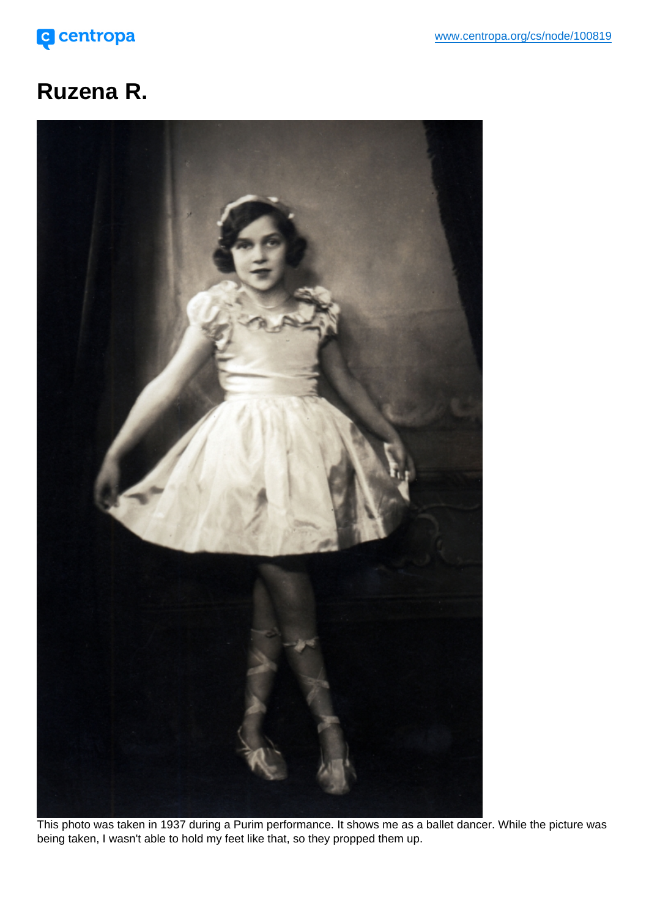# Ruzena R.

This photo was taken in 1937 during a Purim performance. It shows me as a ballet dancer. While the picture was being taken, I wasn't able to hold my feet like that, so they propped them up.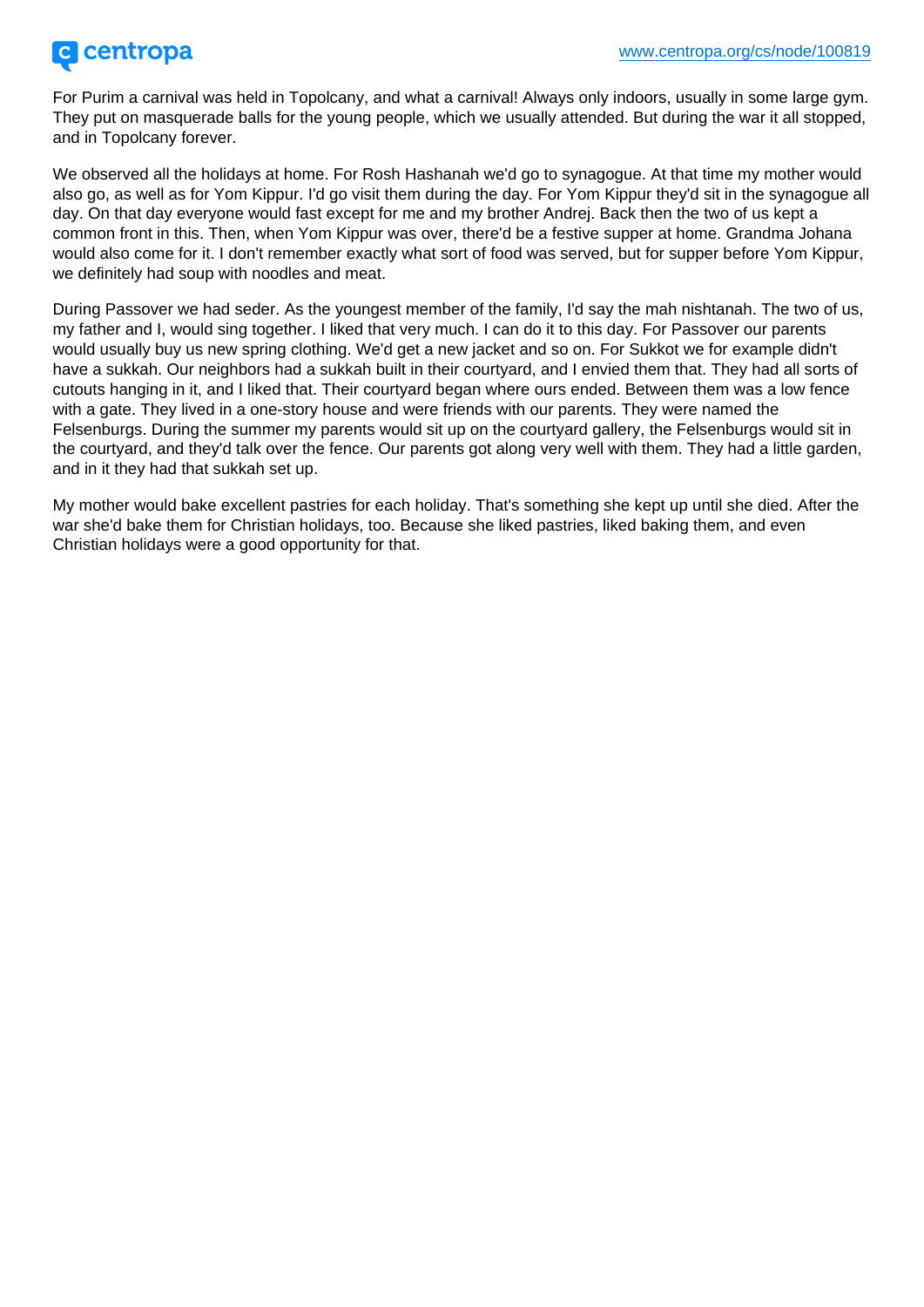For Purim a carnival was held in Topolcany, and what a carnival! Always only indoors, usually in some large gym. They put on masquerade balls for the young people, which we usually attended. But during the war it all stopped, and in Topolcany forever.

We observed all the holidays at home. For Rosh Hashanah we'd go to synagogue. At that time my mother would also go, as well as for Yom Kippur. I'd go visit them during the day. For Yom Kippur they'd sit in the synagogue all day. On that day everyone would fast except for me and my brother Andrej. Back then the two of us kept a common front in this. Then, when Yom Kippur was over, there'd be a festive supper at home. Grandma Johana would also come for it. I don't remember exactly what sort of food was served, but for supper before Yom Kippur, we definitely had soup with noodles and meat.

During Passover we had seder. As the youngest member of the family, I'd say the mah nishtanah. The two of us, my father and I, would sing together. I liked that very much. I can do it to this day. For Passover our parents would usually buy us new spring clothing. We'd get a new jacket and so on. For Sukkot we for example didn't have a sukkah. Our neighbors had a sukkah built in their courtyard, and I envied them that. They had all sorts of cutouts hanging in it, and I liked that. Their courtyard began where ours ended. Between them was a low fence with a gate. They lived in a one-story house and were friends with our parents. They were named the Felsenburgs. During the summer my parents would sit up on the courtyard gallery, the Felsenburgs would sit in the courtyard, and they'd talk over the fence. Our parents got along very well with them. They had a little garden, and in it they had that sukkah set up.

My mother would bake excellent pastries for each holiday. That's something she kept up until she died. After the war she'd bake them for Christian holidays, too. Because she liked pastries, liked baking them, and even Christian holidays were a good opportunity for that.